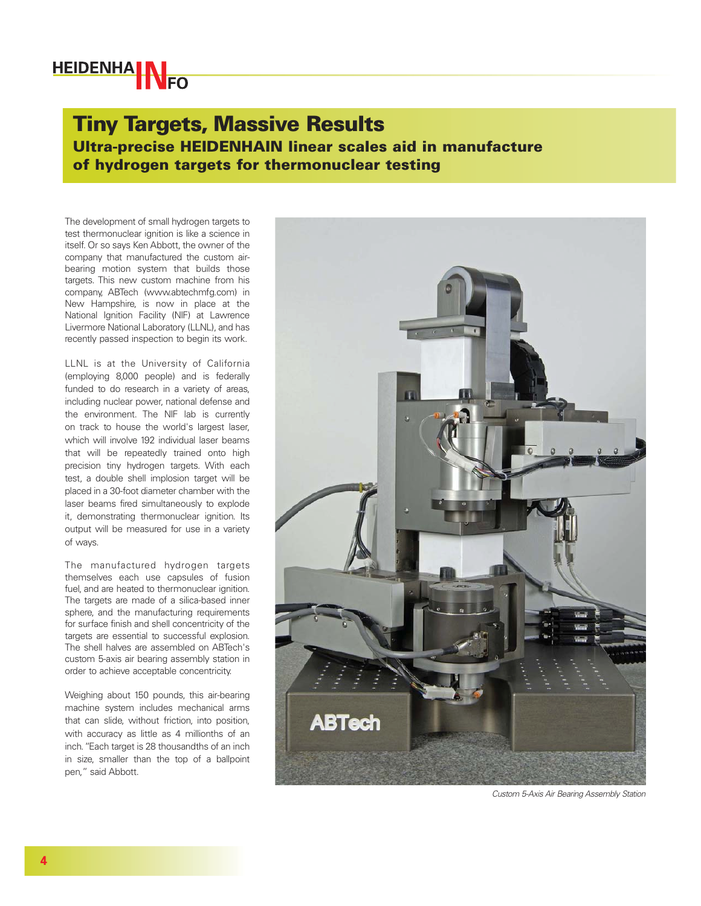# Tiny Targets, Massive Results

## Ultra-precise HEIDENHAIN linear scales aid in manufacture of hydrogen targets for thermonuclear testing

The development of small hydrogen targets to test thermonuclear ignition is like a science in itself. Or so says Ken Abbott, the owner of the company that manufactured the custom air-bearing motion system that builds those targets. This new custom machine from his company, ABTech (www.abtechmfg.com) in New Hampshire, is now in place at the National Ignition Facility (NIF) at Lawrence Livermore National Laboratory (LLNL), and has recently passed inspection to begin its work.

LLNL is at the University of California (employing 8,000 people) and is federally funded to do research in a variety of areas, including nuclear power, national defense and the environment. The NIF lab is currently on track to house the world's largest laser, which will involve 192 individual laser beams that will be repeatedly trained onto high precision tiny hydrogen targets. With each test, a double shell implosion target will be placed in a 30-foot diameter chamber with the laser beams fired simultaneously to explode it, demonstrating thermonuclear ignition. Its output will be measured for use in a variety of ways.

The manufactured hydrogen targets themselves each use capsules of fusion fuel, and are heated to thermonuclear ignition. The targets are made of a silica-based inner sphere, and the manufacturing requirements for surface finish and shell concentricity of the targets are essential to successful explosion. The shell halves are assembled on ABTech's custom 5-axis air bearing assembly station in order to achieve acceptable concentricity.

Weighing about 150 pounds, this air-bearing machine system includes mechanical arms that can slide, without friction, into position, with accuracy as little as 4 millionths of an inch. "Each target is 28 thousandths of an inch in size, smaller than the top of a ballpoint pen," said Abbott.

*Custom 5-Axis Air Bearing Assembly Station*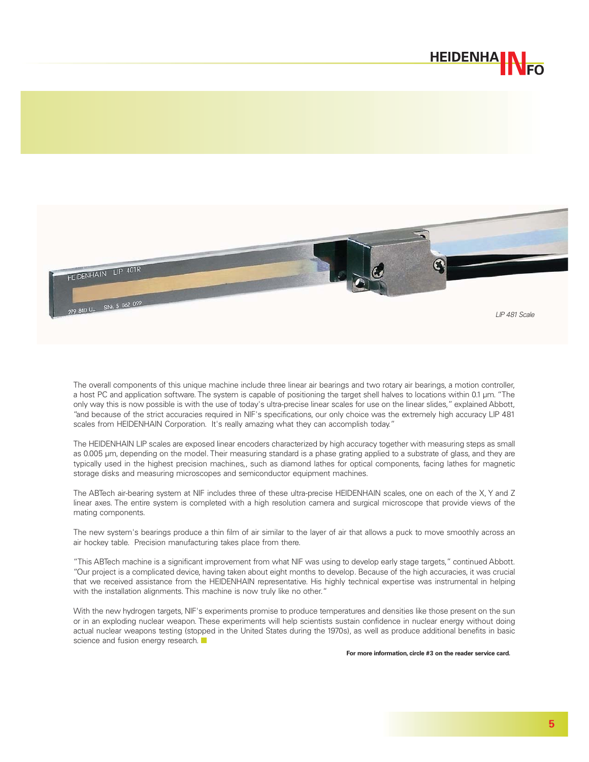LIP 481 Scale

The overall components of this unique machine include three linear air bearings and two rotary air bearings, a motion controller, a host PC and application software. The system is capable of positioning the target shell halves to locations within 0.1 µm. "The only way this is now possible is with the use of today's ultra-precise linear scales for use on the linear slides," explained Abbott, "and because of the strict accuracies required in NIF's specifications, our only choice was the extremely high accuracy LIP 481 scales from HEIDENHAIN Corporation. It's really amazing what they can accomplish today."

The HEIDENHAIN LIP scales are exposed linear encoders characterized by high accuracy together with measuring steps as small as 0.005 µm, depending on the model. Their measuring standard is a phase grating applied to a substrate of glass, and they are typically used in the highest precision machines,, such as diamond lathes for optical components, facing lathes for magnetic storage disks and measuring microscopes and semiconductor equipment machines.

The ABTech air-bearing system at NIF includes three of these ultra-precise HEIDENHAIN scales, one on each of the X, Y and Z linear axes. The entire system is completed with a high resolution camera and surgical microscope that provide views of the mating components.

The new system's bearings produce a thin film of air similar to the layer of air that allows a puck to move smoothly across an air hockey table. Precision manufacturing takes place from there.

"This ABTech machine is a significant improvement from what NIF was using to develop early stage targets," continued Abbott. "Our project is a complicated device, having taken about eight months to develop. Because of the high accuracies, it was crucial that we received assistance from the HEIDENHAIN representative. His highly technical expertise was instrumental in helping with the installation alignments. This machine is now truly like no other."

With the new hydrogen targets, NIF's experiments promise to produce temperatures and densities like those present on the sun or in an exploding nuclear weapon. These experiments will help scientists sustain confidence in nuclear energy without doing actual nuclear weapons testing (stopped in the United States during the 1970s), as well as produce additional benefits in basic science and fusion energy research.

**For more information, circle #3 on the reader service card.**